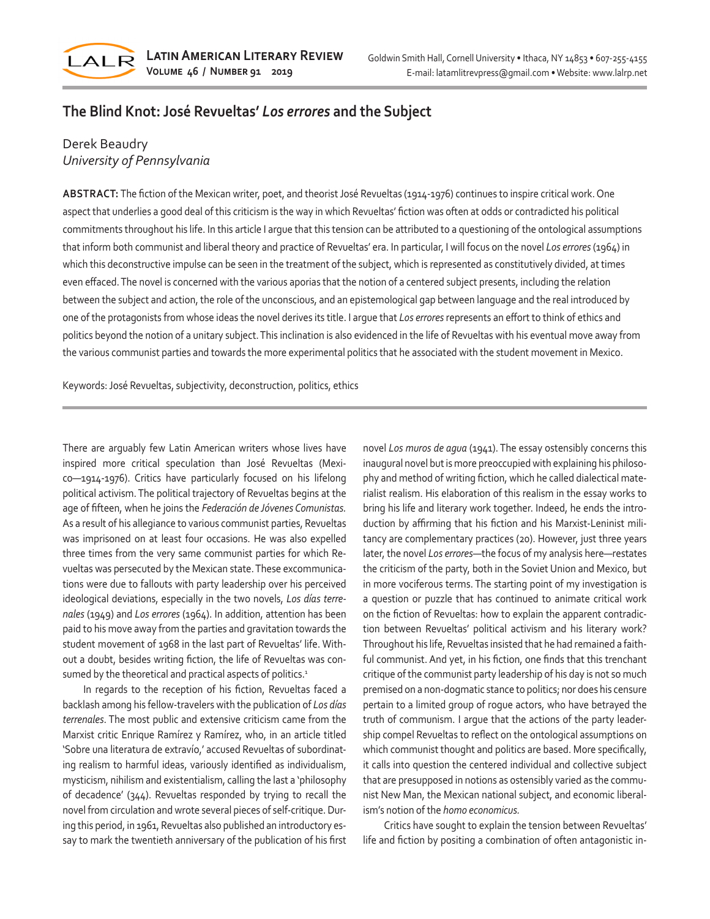# The Blind Knot: José Revueltas' *Los errores* and the Subject

Derek Beaudry
*University of Pennsylvania*

**ABSTRACT:** The fiction of the Mexican writer, poet, and theorist José Revueltas (1914-1976) continues to inspire critical work. One aspect that underlies a good deal of this criticism is the way in which Revueltas' fiction was often at odds or contradicted his political commitments throughout his life. In this article I argue that this tension can be attributed to a questioning of the ontological assumptions that inform both communist and liberal theory and practice of Revueltas' era. In particular, I will focus on the novel *Los errores* (1964) in which this deconstructive impulse can be seen in the treatment of the subject, which is represented as constitutively divided, at times even effaced. The novel is concerned with the various aporias that the notion of a centered subject presents, including the relation between the subject and action, the role of the unconscious, and an epistemological gap between language and the real introduced by one of the protagonists from whose ideas the novel derives its title. I argue that *Los errores* represents an effort to think of ethics and politics beyond the notion of a unitary subject. This inclination is also evidenced in the life of Revueltas with his eventual move away from the various communist parties and towards the more experimental politics that he associated with the student movement in Mexico.

Keywords: José Revueltas, subjectivity, deconstruction, politics, ethics

---

There are arguably few Latin American writers whose lives have inspired more critical speculation than José Revueltas (Mexico—1914-1976). Critics have particularly focused on his lifelong political activism. The political trajectory of Revueltas begins at the age of fifteen, when he joins the *Federación de Jóvenes Comunistas*. As a result of his allegiance to various communist parties, Revueltas was imprisoned on at least four occasions. He was also expelled three times from the very same communist parties for which Revueltas was persecuted by the Mexican state. These excommunications were due to fallouts with party leadership over his perceived ideological deviations, especially in the two novels, *Los días terrenales* (1949) and *Los errores* (1964). In addition, attention has been paid to his move away from the parties and gravitation towards the student movement of 1968 in the last part of Revueltas' life. Without a doubt, besides writing fiction, the life of Revueltas was consumed by the theoretical and practical aspects of politics.[1]

In regards to the reception of his fiction, Revueltas faced a backlash among his fellow-travelers with the publication of *Los días terrenales*. The most public and extensive criticism came from the Marxist critic Enrique Ramírez y Ramírez, who, in an article titled 'Sobre una literatura de extravío,' accused Revueltas of subordinating realism to harmful ideas, variously identified as individualism, mysticism, nihilism and existentialism, calling the last a 'philosophy of decadence' (344). Revueltas responded by trying to recall the novel from circulation and wrote several pieces of self-critique. During this period, in 1961, Revueltas also published an introductory essay to mark the twentieth anniversary of the publication of his first novel *Los muros de agua* (1941). The essay ostensibly concerns this inaugural novel but is more preoccupied with explaining his philosophy and method of writing fiction, which he called dialectical materialist realism. His elaboration of this realism in the essay works to bring his life and literary work together. Indeed, he ends the introduction by affirming that his fiction and his Marxist-Leninist militancy are complementary practices (20). However, just three years later, the novel *Los errores*—the focus of my analysis here—restates the criticism of the party, both in the Soviet Union and Mexico, but in more vociferous terms. The starting point of my investigation is a question or puzzle that has continued to animate critical work on the fiction of Revueltas: how to explain the apparent contradiction between Revueltas' political activism and his literary work? Throughout his life, Revueltas insisted that he had remained a faithful communist. And yet, in his fiction, one finds that this trenchant critique of the communist party leadership of his day is not so much premised on a non-dogmatic stance to politics; nor does his censure pertain to a limited group of rogue actors, who have betrayed the truth of communism. I argue that the actions of the party leadership compel Revueltas to reflect on the ontological assumptions on which communist thought and politics are based. More specifically, it calls into question the centered individual and collective subject that are presupposed in notions as ostensibly varied as the communist New Man, the Mexican national subject, and economic liberalism's notion of the *homo economicus*.

Critics have sought to explain the tension between Revueltas' life and fiction by positing a combination of often antagonistic in-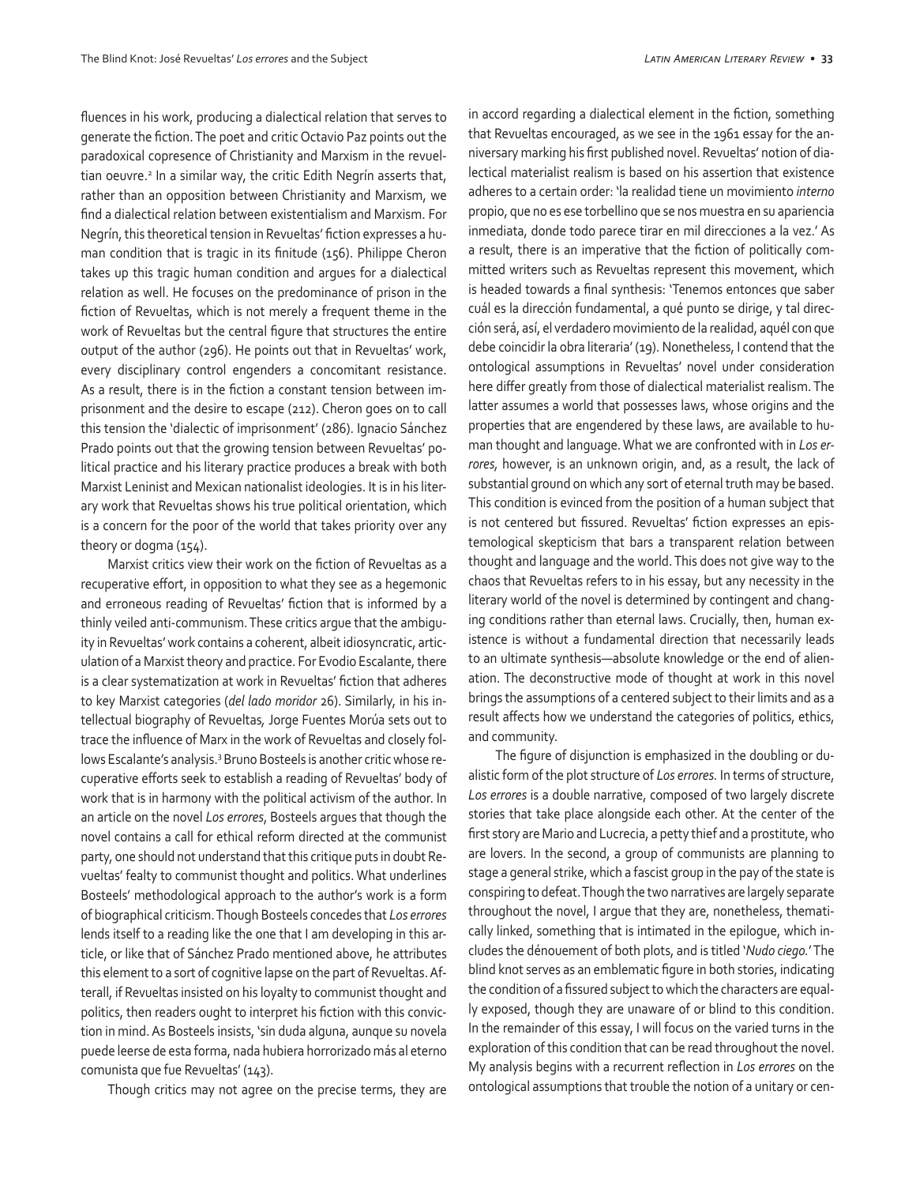fluences in his work, producing a dialectical relation that serves to generate the fiction. The poet and critic Octavio Paz points out the paradoxical copresence of Christianity and Marxism in the revueltian oeuvre.[2] In a similar way, the critic Edith Negrín asserts that, rather than an opposition between Christianity and Marxism, we find a dialectical relation between existentialism and Marxism. For Negrín, this theoretical tension in Revueltas' fiction expresses a human condition that is tragic in its finitude (156). Philippe Cheron takes up this tragic human condition and argues for a dialectical relation as well. He focuses on the predominance of prison in the fiction of Revueltas, which is not merely a frequent theme in the work of Revueltas but the central figure that structures the entire output of the author (296). He points out that in Revueltas' work, every disciplinary control engenders a concomitant resistance. As a result, there is in the fiction a constant tension between imprisonment and the desire to escape (212). Cheron goes on to call this tension the 'dialectic of imprisonment' (286). Ignacio Sánchez Prado points out that the growing tension between Revueltas' political practice and his literary practice produces a break with both Marxist Leninist and Mexican nationalist ideologies. It is in his literary work that Revueltas shows his true political orientation, which is a concern for the poor of the world that takes priority over any theory or dogma (154).

Marxist critics view their work on the fiction of Revueltas as a recuperative effort, in opposition to what they see as a hegemonic and erroneous reading of Revueltas' fiction that is informed by a thinly veiled anti-communism. These critics argue that the ambiguity in Revueltas' work contains a coherent, albeit idiosyncratic, articulation of a Marxist theory and practice. For Evodio Escalante, there is a clear systematization at work in Revueltas' fiction that adheres to key Marxist categories (*del lado moridor* 26). Similarly, in his intellectual biography of Revueltas, Jorge Fuentes Morúa sets out to trace the influence of Marx in the work of Revueltas and closely follows Escalante's analysis.[3] Bruno Bosteels is another critic whose recuperative efforts seek to establish a reading of Revueltas' body of work that is in harmony with the political activism of the author. In an article on the novel *Los errores*, Bosteels argues that though the novel contains a call for ethical reform directed at the communist party, one should not understand that this critique puts in doubt Revueltas' fealty to communist thought and politics. What underlines Bosteels' methodological approach to the author's work is a form of biographical criticism. Though Bosteels concedes that *Los errores* lends itself to a reading like the one that I am developing in this article, or like that of Sánchez Prado mentioned above, he attributes this element to a sort of cognitive lapse on the part of Revueltas. Afterall, if Revueltas insisted on his loyalty to communist thought and politics, then readers ought to interpret his fiction with this conviction in mind. As Bosteels insists, 'sin duda alguna, aunque su novela puede leerse de esta forma, nada hubiera horrorizado más al eterno comunista que fue Revueltas' (143).

Though critics may not agree on the precise terms, they are in accord regarding a dialectical element in the fiction, something that Revueltas encouraged, as we see in the 1961 essay for the anniversary marking his first published novel. Revueltas' notion of dialectical materialist realism is based on his assertion that existence adheres to a certain order: 'la realidad tiene un movimiento *interno* propio, que no es ese torbellino que se nos muestra en su apariencia inmediata, donde todo parece tirar en mil direcciones a la vez.' As a result, there is an imperative that the fiction of politically committed writers such as Revueltas represent this movement, which is headed towards a final synthesis: 'Tenemos entonces que saber cuál es la dirección fundamental, a qué punto se dirige, y tal dirección será, así, el verdadero movimiento de la realidad, aquél con que debe coincidir la obra literaria' (19). Nonetheless, I contend that the ontological assumptions in Revueltas' novel under consideration here differ greatly from those of dialectical materialist realism. The latter assumes a world that possesses laws, whose origins and the properties that are engendered by these laws, are available to human thought and language. What we are confronted with in *Los errores,* however, is an unknown origin, and, as a result, the lack of substantial ground on which any sort of eternal truth may be based. This condition is evinced from the position of a human subject that is not centered but fissured. Revueltas' fiction expresses an epistemological skepticism that bars a transparent relation between thought and language and the world. This does not give way to the chaos that Revueltas refers to in his essay, but any necessity in the literary world of the novel is determined by contingent and changing conditions rather than eternal laws. Crucially, then, human existence is without a fundamental direction that necessarily leads to an ultimate synthesis—absolute knowledge or the end of alienation. The deconstructive mode of thought at work in this novel brings the assumptions of a centered subject to their limits and as a result affects how we understand the categories of politics, ethics, and community.

The figure of disjunction is emphasized in the doubling or dualistic form of the plot structure of *Los errores.* In terms of structure, *Los errores* is a double narrative, composed of two largely discrete stories that take place alongside each other. At the center of the first story are Mario and Lucrecia, a petty thief and a prostitute, who are lovers. In the second, a group of communists are planning to stage a general strike, which a fascist group in the pay of the state is conspiring to defeat. Though the two narratives are largely separate throughout the novel, I argue that they are, nonetheless, thematically linked, something that is intimated in the epilogue, which includes the dénouement of both plots, and is titled '*Nudo ciego.'* The blind knot serves as an emblematic figure in both stories, indicating the condition of a fissured subject to which the characters are equally exposed, though they are unaware of or blind to this condition. In the remainder of this essay, I will focus on the varied turns in the exploration of this condition that can be read throughout the novel. My analysis begins with a recurrent reflection in *Los errores* on the ontological assumptions that trouble the notion of a unitary or cen-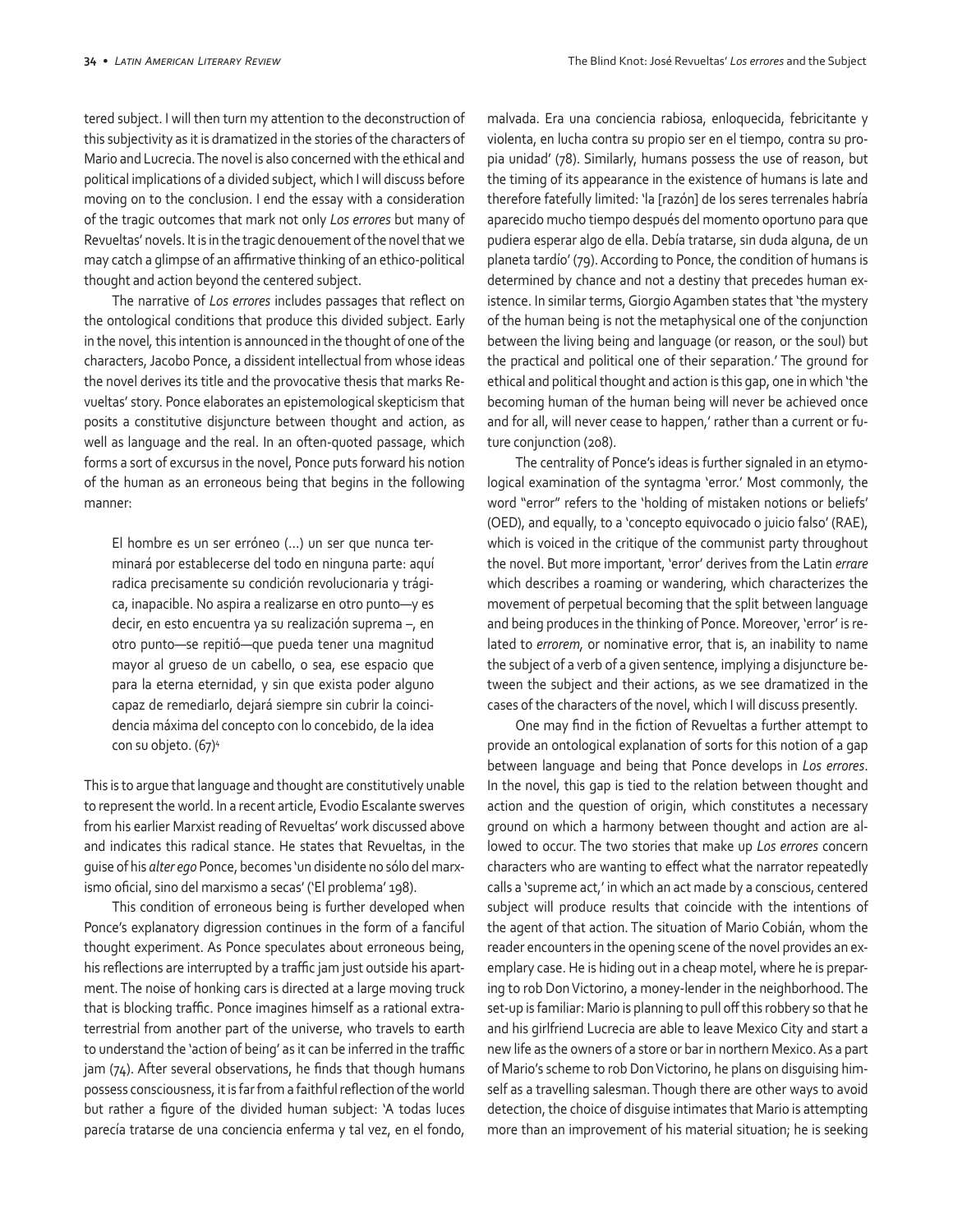tered subject. I will then turn my attention to the deconstruction of this subjectivity as it is dramatized in the stories of the characters of Mario and Lucrecia. The novel is also concerned with the ethical and political implications of a divided subject, which I will discuss before moving on to the conclusion. I end the essay with a consideration of the tragic outcomes that mark not only *Los errores* but many of Revueltas' novels. It is in the tragic denouement of the novel that we may catch a glimpse of an affirmative thinking of an ethico-political thought and action beyond the centered subject.

The narrative of *Los errores* includes passages that reflect on the ontological conditions that produce this divided subject. Early in the novel, this intention is announced in the thought of one of the characters, Jacobo Ponce, a dissident intellectual from whose ideas the novel derives its title and the provocative thesis that marks Revueltas' story. Ponce elaborates an epistemological skepticism that posits a constitutive disjuncture between thought and action, as well as language and the real. In an often-quoted passage, which forms a sort of excursus in the novel, Ponce puts forward his notion of the human as an erroneous being that begins in the following manner:

> El hombre es un ser erróneo (...) un ser que nunca terminará por establecerse del todo en ninguna parte: aquí radica precisamente su condición revolucionaria y trágica, inapacible. No aspira a realizarse en otro punto—y es decir, en esto encuentra ya su realización suprema –, en otro punto—se repitió—que pueda tener una magnitud mayor al grueso de un cabello, o sea, ese espacio que para la eterna eternidad, y sin que exista poder alguno capaz de remediarlo, dejará siempre sin cubrir la coincidencia máxima del concepto con lo concebido, de la idea con su objeto. (67)[4]

This is to argue that language and thought are constitutively unable to represent the world. In a recent article, Evodio Escalante swerves from his earlier Marxist reading of Revueltas' work discussed above and indicates this radical stance. He states that Revueltas, in the guise of his *alter ego* Ponce, becomes 'un disidente no sólo del marxismo oficial, sino del marxismo a secas' ('El problema' 198).

This condition of erroneous being is further developed when Ponce's explanatory digression continues in the form of a fanciful thought experiment. As Ponce speculates about erroneous being, his reflections are interrupted by a traffic jam just outside his apartment. The noise of honking cars is directed at a large moving truck that is blocking traffic. Ponce imagines himself as a rational extraterrestrial from another part of the universe, who travels to earth to understand the 'action of being' as it can be inferred in the traffic jam (74). After several observations, he finds that though humans possess consciousness, it is far from a faithful reflection of the world but rather a figure of the divided human subject: 'A todas luces parecía tratarse de una conciencia enferma y tal vez, en el fondo, malvada. Era una conciencia rabiosa, enloquecida, febricitante y violenta, en lucha contra su propio ser en el tiempo, contra su propia unidad' (78). Similarly, humans possess the use of reason, but the timing of its appearance in the existence of humans is late and therefore fatefully limited: 'la [razón] de los seres terrenales habría aparecido mucho tiempo después del momento oportuno para que pudiera esperar algo de ella. Debía tratarse, sin duda alguna, de un planeta tardío' (79). According to Ponce, the condition of humans is determined by chance and not a destiny that precedes human existence. In similar terms, Giorgio Agamben states that 'the mystery of the human being is not the metaphysical one of the conjunction between the living being and language (or reason, or the soul) but the practical and political one of their separation.' The ground for ethical and political thought and action is this gap, one in which 'the becoming human of the human being will never be achieved once and for all, will never cease to happen,' rather than a current or future conjunction (208).

The centrality of Ponce's ideas is further signaled in an etymological examination of the syntagma 'error.' Most commonly, the word "error" refers to the 'holding of mistaken notions or beliefs' (OED), and equally, to a 'concepto equivocado o juicio falso' (RAE), which is voiced in the critique of the communist party throughout the novel. But more important, 'error' derives from the Latin *errare* which describes a roaming or wandering, which characterizes the movement of perpetual becoming that the split between language and being produces in the thinking of Ponce. Moreover, 'error' is related to *errorem*, or nominative error, that is, an inability to name the subject of a verb of a given sentence, implying a disjuncture between the subject and their actions, as we see dramatized in the cases of the characters of the novel, which I will discuss presently.

One may find in the fiction of Revueltas a further attempt to provide an ontological explanation of sorts for this notion of a gap between language and being that Ponce develops in *Los errores*. In the novel, this gap is tied to the relation between thought and action and the question of origin, which constitutes a necessary ground on which a harmony between thought and action are allowed to occur. The two stories that make up *Los errores* concern characters who are wanting to effect what the narrator repeatedly calls a 'supreme act,' in which an act made by a conscious, centered subject will produce results that coincide with the intentions of the agent of that action. The situation of Mario Cobián, whom the reader encounters in the opening scene of the novel provides an exemplary case. He is hiding out in a cheap motel, where he is preparing to rob Don Victorino, a money-lender in the neighborhood. The set-up is familiar: Mario is planning to pull off this robbery so that he and his girlfriend Lucrecia are able to leave Mexico City and start a new life as the owners of a store or bar in northern Mexico. As a part of Mario's scheme to rob Don Victorino, he plans on disguising himself as a travelling salesman. Though there are other ways to avoid detection, the choice of disguise intimates that Mario is attempting more than an improvement of his material situation; he is seeking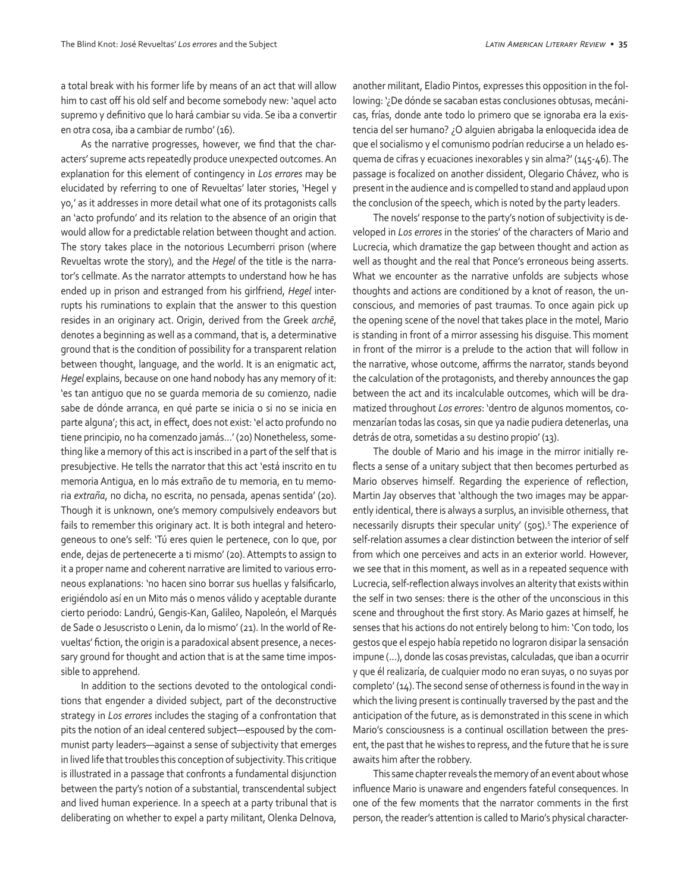a total break with his former life by means of an act that will allow him to cast off his old self and become somebody new: 'aquel acto supremo y definitivo que lo hará cambiar su vida. Se iba a convertir en otra cosa, iba a cambiar de rumbo' (16).

As the narrative progresses, however, we find that the characters' supreme acts repeatedly produce unexpected outcomes. An explanation for this element of contingency in *Los errores* may be elucidated by referring to one of Revueltas' later stories, 'Hegel y yo,' as it addresses in more detail what one of its protagonists calls an 'acto profundo' and its relation to the absence of an origin that would allow for a predictable relation between thought and action. The story takes place in the notorious Lecumberri prison (where Revueltas wrote the story), and the *Hegel* of the title is the narrator's cellmate. As the narrator attempts to understand how he has ended up in prison and estranged from his girlfriend, *Hegel* interrupts his ruminations to explain that the answer to this question resides in an originary act. Origin, derived from the Greek *archē*, denotes a beginning as well as a command, that is, a determinative ground that is the condition of possibility for a transparent relation between thought, language, and the world. It is an enigmatic act, *Hegel* explains, because on one hand nobody has any memory of it: 'es tan antiguo que no se guarda memoria de su comienzo, nadie sabe de dónde arranca, en qué parte se inicia o si no se inicia en parte alguna'; this act, in effect, does not exist: 'el acto profundo no tiene principio, no ha comenzado jamás…' (20) Nonetheless, something like a memory of this act is inscribed in a part of the self that is presubjective. He tells the narrator that this act 'está inscrito en tu memoria Antigua, en lo más extraño de tu memoria, en tu memoria *extraña*, no dicha, no escrita, no pensada, apenas sentida' (20). Though it is unknown, one's memory compulsively endeavors but fails to remember this originary act. It is both integral and heterogeneous to one's self: 'Tú eres quien le pertenece, con lo que, por ende, dejas de pertenecerte a ti mismo' (20). Attempts to assign to it a proper name and coherent narrative are limited to various erroneous explanations: 'no hacen sino borrar sus huellas y falsificarlo, erigiéndolo así en un Mito más o menos válido y aceptable durante cierto periodo: Landrú, Gengis-Kan, Galileo, Napoleón, el Marqués de Sade o Jesuscristo o Lenin, da lo mismo' (21). In the world of Revueltas' fiction, the origin is a paradoxical absent presence, a necessary ground for thought and action that is at the same time impossible to apprehend.

In addition to the sections devoted to the ontological conditions that engender a divided subject, part of the deconstructive strategy in *Los errores* includes the staging of a confrontation that pits the notion of an ideal centered subject—espoused by the communist party leaders—against a sense of subjectivity that emerges in lived life that troubles this conception of subjectivity. This critique is illustrated in a passage that confronts a fundamental disjunction between the party's notion of a substantial, transcendental subject and lived human experience. In a speech at a party tribunal that is deliberating on whether to expel a party militant, Olenka Delnova, another militant, Eladio Pintos, expresses this opposition in the following: '¿De dónde se sacaban estas conclusiones obtusas, mecánicas, frías, donde ante todo lo primero que se ignoraba era la existencia del ser humano? ¿O alguien abrigaba la enloquecida idea de que el socialismo y el comunismo podrían reducirse a un helado esquema de cifras y ecuaciones inexorables y sin alma?' (145-46). The passage is focalized on another dissident, Olegario Chávez, who is present in the audience and is compelled to stand and applaud upon the conclusion of the speech, which is noted by the party leaders.

The novels' response to the party's notion of subjectivity is developed in *Los errores* in the stories' of the characters of Mario and Lucrecia, which dramatize the gap between thought and action as well as thought and the real that Ponce's erroneous being asserts. What we encounter as the narrative unfolds are subjects whose thoughts and actions are conditioned by a knot of reason, the unconscious, and memories of past traumas. To once again pick up the opening scene of the novel that takes place in the motel, Mario is standing in front of a mirror assessing his disguise. This moment in front of the mirror is a prelude to the action that will follow in the narrative, whose outcome, affirms the narrator, stands beyond the calculation of the protagonists, and thereby announces the gap between the act and its incalculable outcomes, which will be dramatized throughout *Los errores*: 'dentro de algunos momentos, comenzarían todas las cosas, sin que ya nadie pudiera detenerlas, una detrás de otra, sometidas a su destino propio' (13).

The double of Mario and his image in the mirror initially reflects a sense of a unitary subject that then becomes perturbed as Mario observes himself. Regarding the experience of reflection, Martin Jay observes that 'although the two images may be apparently identical, there is always a surplus, an invisible otherness, that necessarily disrupts their specular unity' (505).[5] The experience of self-relation assumes a clear distinction between the interior of self from which one perceives and acts in an exterior world. However, we see that in this moment, as well as in a repeated sequence with Lucrecia, self-reflection always involves an alterity that exists within the self in two senses: there is the other of the unconscious in this scene and throughout the first story. As Mario gazes at himself, he senses that his actions do not entirely belong to him: 'Con todo, los gestos que el espejo había repetido no lograron disipar la sensación impune (…), donde las cosas previstas, calculadas, que iban a ocurrir y que él realizaría, de cualquier modo no eran suyas, o no suyas por completo' (14). The second sense of otherness is found in the way in which the living present is continually traversed by the past and the anticipation of the future, as is demonstrated in this scene in which Mario's consciousness is a continual oscillation between the present, the past that he wishes to repress, and the future that he is sure awaits him after the robbery.

This same chapter reveals the memory of an event about whose influence Mario is unaware and engenders fateful consequences. In one of the few moments that the narrator comments in the first person, the reader's attention is called to Mario's physical character-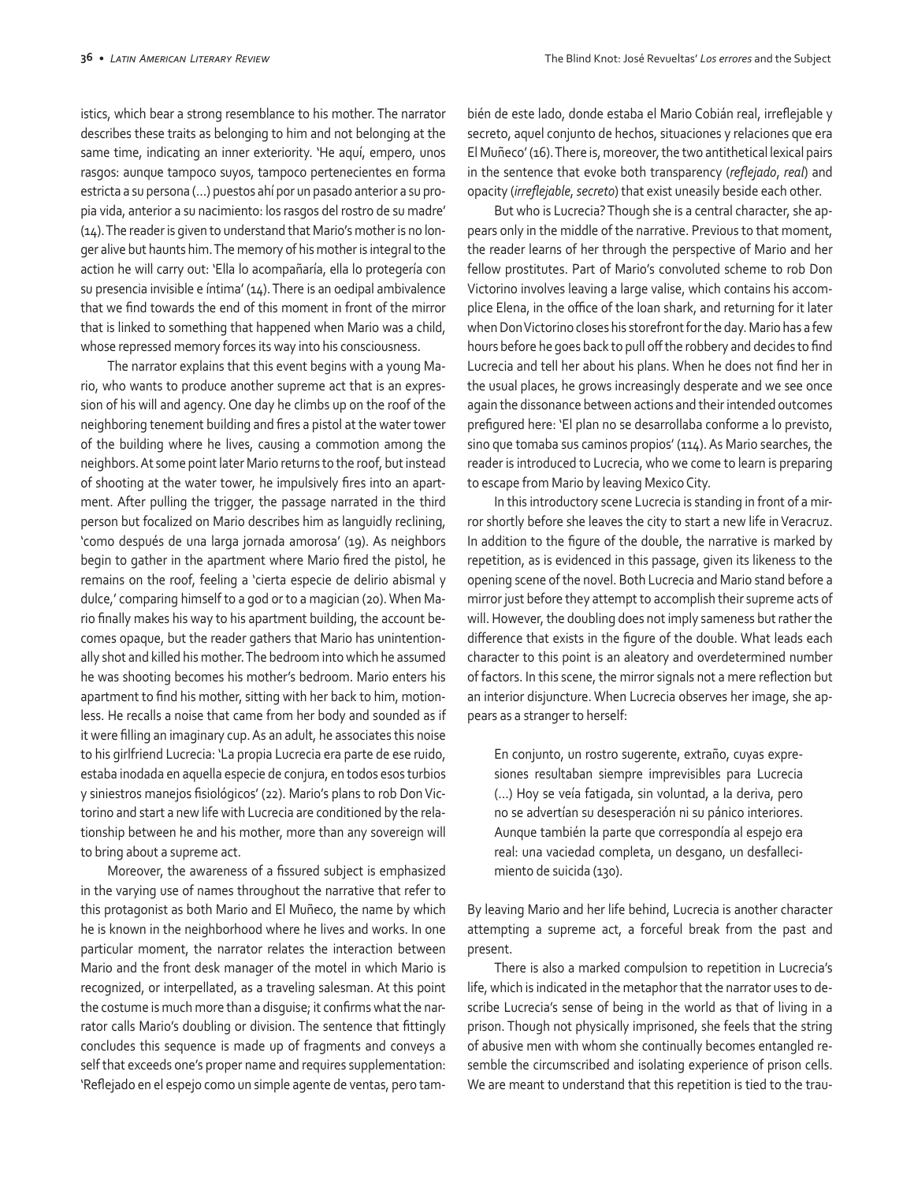istics, which bear a strong resemblance to his mother. The narrator describes these traits as belonging to him and not belonging at the same time, indicating an inner exteriority. 'He aquí, empero, unos rasgos: aunque tampoco suyos, tampoco pertenecientes en forma estricta a su persona (…) puestos ahí por un pasado anterior a su propia vida, anterior a su nacimiento: los rasgos del rostro de su madre' (14). The reader is given to understand that Mario's mother is no longer alive but haunts him. The memory of his mother is integral to the action he will carry out: 'Ella lo acompañaría, ella lo protegería con su presencia invisible e íntima' (14). There is an oedipal ambivalence that we find towards the end of this moment in front of the mirror that is linked to something that happened when Mario was a child, whose repressed memory forces its way into his consciousness.

The narrator explains that this event begins with a young Mario, who wants to produce another supreme act that is an expression of his will and agency. One day he climbs up on the roof of the neighboring tenement building and fires a pistol at the water tower of the building where he lives, causing a commotion among the neighbors. At some point later Mario returns to the roof, but instead of shooting at the water tower, he impulsively fires into an apartment. After pulling the trigger, the passage narrated in the third person but focalized on Mario describes him as languidly reclining, 'como después de una larga jornada amorosa' (19). As neighbors begin to gather in the apartment where Mario fired the pistol, he remains on the roof, feeling a 'cierta especie de delirio abismal y dulce,' comparing himself to a god or to a magician (20). When Mario finally makes his way to his apartment building, the account becomes opaque, but the reader gathers that Mario has unintentionally shot and killed his mother. The bedroom into which he assumed he was shooting becomes his mother's bedroom. Mario enters his apartment to find his mother, sitting with her back to him, motionless. He recalls a noise that came from her body and sounded as if it were filling an imaginary cup. As an adult, he associates this noise to his girlfriend Lucrecia: 'La propia Lucrecia era parte de ese ruido, estaba inodada en aquella especie de conjura, en todos esos turbios y siniestros manejos fisiológicos' (22). Mario's plans to rob Don Victorino and start a new life with Lucrecia are conditioned by the relationship between he and his mother, more than any sovereign will to bring about a supreme act.

Moreover, the awareness of a fissured subject is emphasized in the varying use of names throughout the narrative that refer to this protagonist as both Mario and El Muñeco, the name by which he is known in the neighborhood where he lives and works. In one particular moment, the narrator relates the interaction between Mario and the front desk manager of the motel in which Mario is recognized, or interpellated, as a traveling salesman. At this point the costume is much more than a disguise; it confirms what the narrator calls Mario's doubling or division. The sentence that fittingly concludes this sequence is made up of fragments and conveys a self that exceeds one's proper name and requires supplementation: 'Reflejado en el espejo como un simple agente de ventas, pero también de este lado, donde estaba el Mario Cobián real, irreflejable y secreto, aquel conjunto de hechos, situaciones y relaciones que era El Muñeco' (16). There is, moreover, the two antithetical lexical pairs in the sentence that evoke both transparency (*reflejado*, *real*) and opacity (*irreflejable*, *secreto*) that exist uneasily beside each other.

But who is Lucrecia? Though she is a central character, she appears only in the middle of the narrative. Previous to that moment, the reader learns of her through the perspective of Mario and her fellow prostitutes. Part of Mario's convoluted scheme to rob Don Victorino involves leaving a large valise, which contains his accomplice Elena, in the office of the loan shark, and returning for it later when Don Victorino closes his storefront for the day. Mario has a few hours before he goes back to pull off the robbery and decides to find Lucrecia and tell her about his plans. When he does not find her in the usual places, he grows increasingly desperate and we see once again the dissonance between actions and their intended outcomes prefigured here: 'El plan no se desarrollaba conforme a lo previsto, sino que tomaba sus caminos propios' (114). As Mario searches, the reader is introduced to Lucrecia, who we come to learn is preparing to escape from Mario by leaving Mexico City.

In this introductory scene Lucrecia is standing in front of a mirror shortly before she leaves the city to start a new life in Veracruz. In addition to the figure of the double, the narrative is marked by repetition, as is evidenced in this passage, given its likeness to the opening scene of the novel. Both Lucrecia and Mario stand before a mirror just before they attempt to accomplish their supreme acts of will. However, the doubling does not imply sameness but rather the difference that exists in the figure of the double. What leads each character to this point is an aleatory and overdetermined number of factors. In this scene, the mirror signals not a mere reflection but an interior disjuncture. When Lucrecia observes her image, she appears as a stranger to herself:

> En conjunto, un rostro sugerente, extraño, cuyas expresiones resultaban siempre imprevisibles para Lucrecia (…) Hoy se veía fatigada, sin voluntad, a la deriva, pero no se advertían su desesperación ni su pánico interiores. Aunque también la parte que correspondía al espejo era real: una vaciedad completa, un desgano, un desfallecimiento de suicida (130).

By leaving Mario and her life behind, Lucrecia is another character attempting a supreme act, a forceful break from the past and present.

There is also a marked compulsion to repetition in Lucrecia's life, which is indicated in the metaphor that the narrator uses to describe Lucrecia's sense of being in the world as that of living in a prison. Though not physically imprisoned, she feels that the string of abusive men with whom she continually becomes entangled resemble the circumscribed and isolating experience of prison cells. We are meant to understand that this repetition is tied to the trau-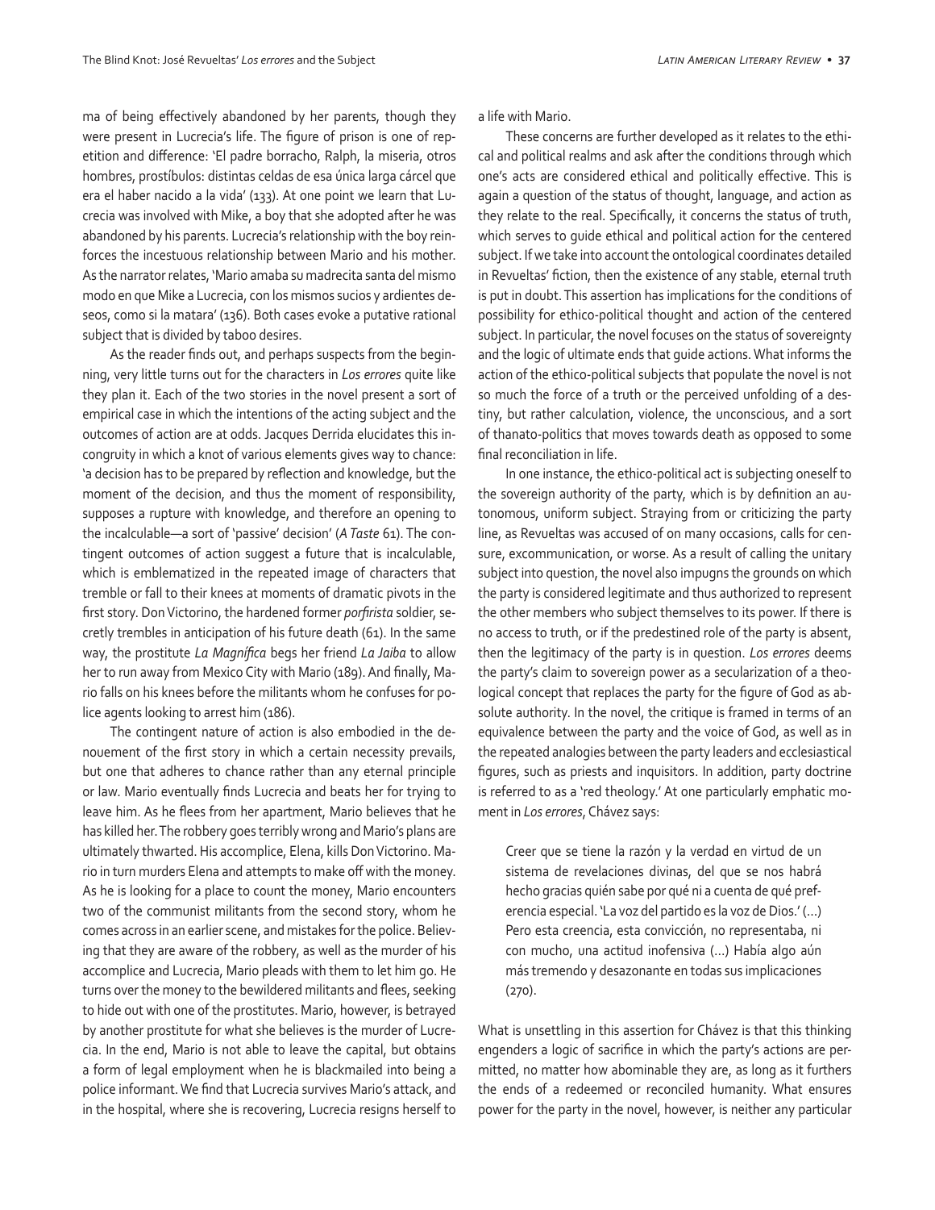ma of being effectively abandoned by her parents, though they were present in Lucrecia's life. The figure of prison is one of repetition and difference: 'El padre borracho, Ralph, la miseria, otros hombres, prostíbulos: distintas celdas de esa única larga cárcel que era el haber nacido a la vida' (133). At one point we learn that Lucrecia was involved with Mike, a boy that she adopted after he was abandoned by his parents. Lucrecia's relationship with the boy reinforces the incestuous relationship between Mario and his mother. As the narrator relates, 'Mario amaba su madrecita santa del mismo modo en que Mike a Lucrecia, con los mismos sucios y ardientes deseos, como si la matara' (136). Both cases evoke a putative rational subject that is divided by taboo desires.

As the reader finds out, and perhaps suspects from the beginning, very little turns out for the characters in *Los errores* quite like they plan it. Each of the two stories in the novel present a sort of empirical case in which the intentions of the acting subject and the outcomes of action are at odds. Jacques Derrida elucidates this incongruity in which a knot of various elements gives way to chance: 'a decision has to be prepared by reflection and knowledge, but the moment of the decision, and thus the moment of responsibility, supposes a rupture with knowledge, and therefore an opening to the incalculable—a sort of 'passive' decision' (*A Taste* 61). The contingent outcomes of action suggest a future that is incalculable, which is emblematized in the repeated image of characters that tremble or fall to their knees at moments of dramatic pivots in the first story. Don Victorino, the hardened former *porfirista* soldier, secretly trembles in anticipation of his future death (61). In the same way, the prostitute *La Magnífica* begs her friend *La Jaiba* to allow her to run away from Mexico City with Mario (189). And finally, Mario falls on his knees before the militants whom he confuses for police agents looking to arrest him (186).

The contingent nature of action is also embodied in the denouement of the first story in which a certain necessity prevails, but one that adheres to chance rather than any eternal principle or law. Mario eventually finds Lucrecia and beats her for trying to leave him. As he flees from her apartment, Mario believes that he has killed her. The robbery goes terribly wrong and Mario's plans are ultimately thwarted. His accomplice, Elena, kills Don Victorino. Mario in turn murders Elena and attempts to make off with the money. As he is looking for a place to count the money, Mario encounters two of the communist militants from the second story, whom he comes across in an earlier scene, and mistakes for the police. Believing that they are aware of the robbery, as well as the murder of his accomplice and Lucrecia, Mario pleads with them to let him go. He turns over the money to the bewildered militants and flees, seeking to hide out with one of the prostitutes. Mario, however, is betrayed by another prostitute for what she believes is the murder of Lucrecia. In the end, Mario is not able to leave the capital, but obtains a form of legal employment when he is blackmailed into being a police informant. We find that Lucrecia survives Mario's attack, and in the hospital, where she is recovering, Lucrecia resigns herself to a life with Mario.

These concerns are further developed as it relates to the ethical and political realms and ask after the conditions through which one's acts are considered ethical and politically effective. This is again a question of the status of thought, language, and action as they relate to the real. Specifically, it concerns the status of truth, which serves to guide ethical and political action for the centered subject. If we take into account the ontological coordinates detailed in Revueltas' fiction, then the existence of any stable, eternal truth is put in doubt. This assertion has implications for the conditions of possibility for ethico-political thought and action of the centered subject. In particular, the novel focuses on the status of sovereignty and the logic of ultimate ends that guide actions. What informs the action of the ethico-political subjects that populate the novel is not so much the force of a truth or the perceived unfolding of a destiny, but rather calculation, violence, the unconscious, and a sort of thanato-politics that moves towards death as opposed to some final reconciliation in life.

In one instance, the ethico-political act is subjecting oneself to the sovereign authority of the party, which is by definition an autonomous, uniform subject. Straying from or criticizing the party line, as Revueltas was accused of on many occasions, calls for censure, excommunication, or worse. As a result of calling the unitary subject into question, the novel also impugns the grounds on which the party is considered legitimate and thus authorized to represent the other members who subject themselves to its power. If there is no access to truth, or if the predestined role of the party is absent, then the legitimacy of the party is in question. *Los errores* deems the party's claim to sovereign power as a secularization of a theological concept that replaces the party for the figure of God as absolute authority. In the novel, the critique is framed in terms of an equivalence between the party and the voice of God, as well as in the repeated analogies between the party leaders and ecclesiastical figures, such as priests and inquisitors. In addition, party doctrine is referred to as a 'red theology.' At one particularly emphatic moment in *Los errores*, Chávez says:

> Creer que se tiene la razón y la verdad en virtud de un sistema de revelaciones divinas, del que se nos habrá hecho gracias quién sabe por qué ni a cuenta de qué preferencia especial. 'La voz del partido es la voz de Dios.' (...) Pero esta creencia, esta convicción, no representaba, ni con mucho, una actitud inofensiva (...) Había algo aún más tremendo y desazonante en todas sus implicaciones (270).

What is unsettling in this assertion for Chávez is that this thinking engenders a logic of sacrifice in which the party's actions are permitted, no matter how abominable they are, as long as it furthers the ends of a redeemed or reconciled humanity. What ensures power for the party in the novel, however, is neither any particular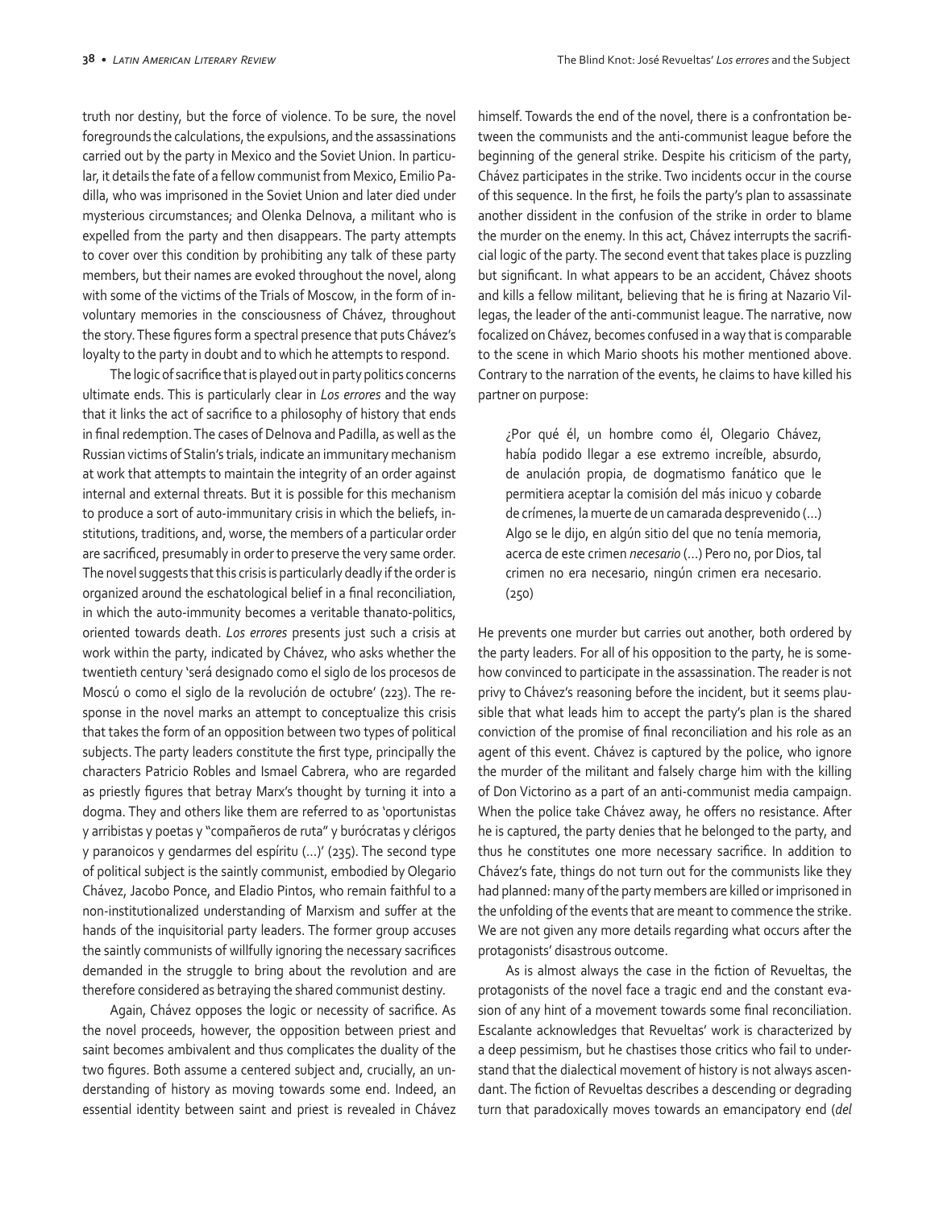truth nor destiny, but the force of violence. To be sure, the novel foregrounds the calculations, the expulsions, and the assassinations carried out by the party in Mexico and the Soviet Union. In particular, it details the fate of a fellow communist from Mexico, Emilio Padilla, who was imprisoned in the Soviet Union and later died under mysterious circumstances; and Olenka Delnova, a militant who is expelled from the party and then disappears. The party attempts to cover over this condition by prohibiting any talk of these party members, but their names are evoked throughout the novel, along with some of the victims of the Trials of Moscow, in the form of involuntary memories in the consciousness of Chávez, throughout the story. These figures form a spectral presence that puts Chávez's loyalty to the party in doubt and to which he attempts to respond.

The logic of sacrifice that is played out in party politics concerns ultimate ends. This is particularly clear in *Los errores* and the way that it links the act of sacrifice to a philosophy of history that ends in final redemption. The cases of Delnova and Padilla, as well as the Russian victims of Stalin's trials, indicate an immunitary mechanism at work that attempts to maintain the integrity of an order against internal and external threats. But it is possible for this mechanism to produce a sort of auto-immunitary crisis in which the beliefs, institutions, traditions, and, worse, the members of a particular order are sacrificed, presumably in order to preserve the very same order. The novel suggests that this crisis is particularly deadly if the order is organized around the eschatological belief in a final reconciliation, in which the auto-immunity becomes a veritable thanato-politics, oriented towards death. *Los errores* presents just such a crisis at work within the party, indicated by Chávez, who asks whether the twentieth century 'será designado como el siglo de los procesos de Moscú o como el siglo de la revolución de octubre' (223). The response in the novel marks an attempt to conceptualize this crisis that takes the form of an opposition between two types of political subjects. The party leaders constitute the first type, principally the characters Patricio Robles and Ismael Cabrera, who are regarded as priestly figures that betray Marx's thought by turning it into a dogma. They and others like them are referred to as 'oportunistas y arribistas y poetas y "compañeros de ruta" y burócratas y clérigos y paranoicos y gendarmes del espíritu (…)' (235). The second type of political subject is the saintly communist, embodied by Olegario Chávez, Jacobo Ponce, and Eladio Pintos, who remain faithful to a non-institutionalized understanding of Marxism and suffer at the hands of the inquisitorial party leaders. The former group accuses the saintly communists of willfully ignoring the necessary sacrifices demanded in the struggle to bring about the revolution and are therefore considered as betraying the shared communist destiny.

Again, Chávez opposes the logic or necessity of sacrifice. As the novel proceeds, however, the opposition between priest and saint becomes ambivalent and thus complicates the duality of the two figures. Both assume a centered subject and, crucially, an understanding of history as moving towards some end. Indeed, an essential identity between saint and priest is revealed in Chávez himself. Towards the end of the novel, there is a confrontation between the communists and the anti-communist league before the beginning of the general strike. Despite his criticism of the party, Chávez participates in the strike. Two incidents occur in the course of this sequence. In the first, he foils the party's plan to assassinate another dissident in the confusion of the strike in order to blame the murder on the enemy. In this act, Chávez interrupts the sacrificial logic of the party. The second event that takes place is puzzling but significant. In what appears to be an accident, Chávez shoots and kills a fellow militant, believing that he is firing at Nazario Villegas, the leader of the anti-communist league. The narrative, now focalized on Chávez, becomes confused in a way that is comparable to the scene in which Mario shoots his mother mentioned above. Contrary to the narration of the events, he claims to have killed his partner on purpose:

> ¿Por qué él, un hombre como él, Olegario Chávez, había podido llegar a ese extremo increíble, absurdo, de anulación propia, de dogmatismo fanático que le permitiera aceptar la comisión del más inicuo y cobarde de crímenes, la muerte de un camarada desprevenido (…) Algo se le dijo, en algún sitio del que no tenía memoria, acerca de este crimen *necesario* (…) Pero no, por Dios, tal crimen no era necesario, ningún crimen era necesario. (250)

He prevents one murder but carries out another, both ordered by the party leaders. For all of his opposition to the party, he is somehow convinced to participate in the assassination. The reader is not privy to Chávez's reasoning before the incident, but it seems plausible that what leads him to accept the party's plan is the shared conviction of the promise of final reconciliation and his role as an agent of this event. Chávez is captured by the police, who ignore the murder of the militant and falsely charge him with the killing of Don Victorino as a part of an anti-communist media campaign. When the police take Chávez away, he offers no resistance. After he is captured, the party denies that he belonged to the party, and thus he constitutes one more necessary sacrifice. In addition to Chávez's fate, things do not turn out for the communists like they had planned: many of the party members are killed or imprisoned in the unfolding of the events that are meant to commence the strike. We are not given any more details regarding what occurs after the protagonists' disastrous outcome.

As is almost always the case in the fiction of Revueltas, the protagonists of the novel face a tragic end and the constant evasion of any hint of a movement towards some final reconciliation. Escalante acknowledges that Revueltas' work is characterized by a deep pessimism, but he chastises those critics who fail to understand that the dialectical movement of history is not always ascendant. The fiction of Revueltas describes a descending or degrading turn that paradoxically moves towards an emancipatory end (*del*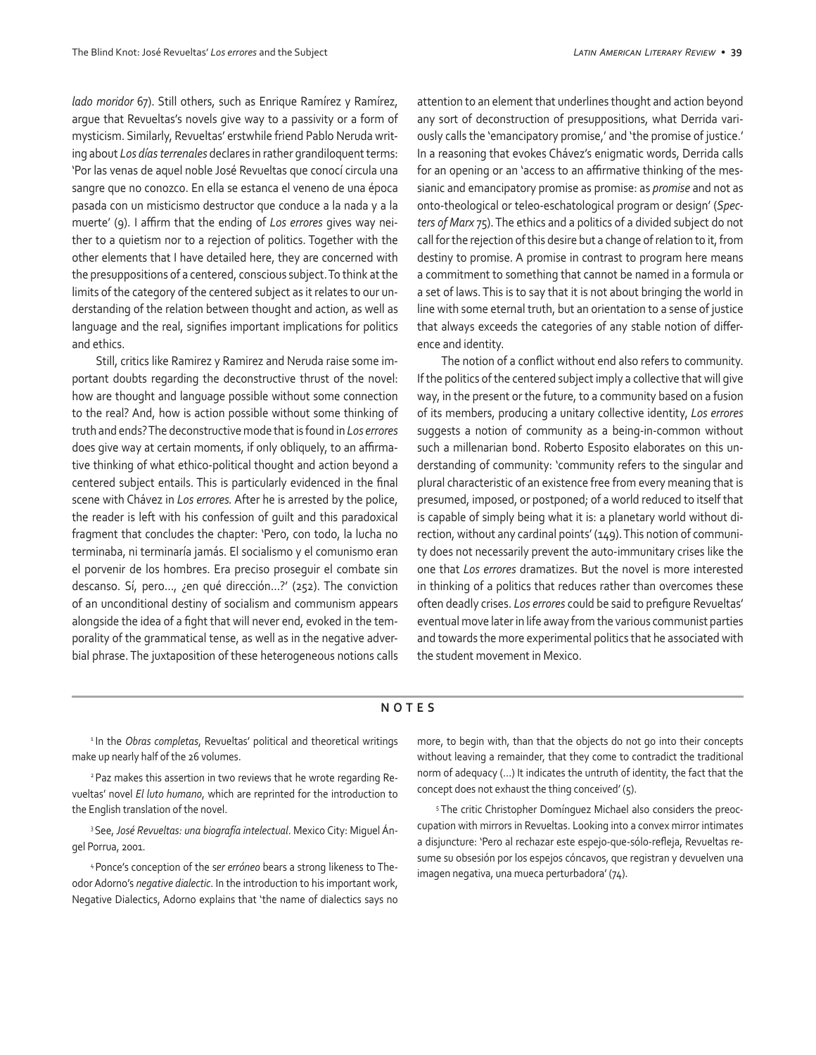*lado moridor* 67). Still others, such as Enrique Ramírez y Ramírez, argue that Revueltas's novels give way to a passivity or a form of mysticism. Similarly, Revueltas' erstwhile friend Pablo Neruda writing about *Los días terrenales* declares in rather grandiloquent terms: 'Por las venas de aquel noble José Revueltas que conocí circula una sangre que no conozco. En ella se estanca el veneno de una época pasada con un misticismo destructor que conduce a la nada y a la muerte' (9). I affirm that the ending of *Los errores* gives way neither to a quietism nor to a rejection of politics. Together with the other elements that I have detailed here, they are concerned with the presuppositions of a centered, conscious subject. To think at the limits of the category of the centered subject as it relates to our understanding of the relation between thought and action, as well as language and the real, signifies important implications for politics and ethics.

Still, critics like Ramirez y Ramirez and Neruda raise some important doubts regarding the deconstructive thrust of the novel: how are thought and language possible without some connection to the real? And, how is action possible without some thinking of truth and ends? The deconstructive mode that is found in *Los errores* does give way at certain moments, if only obliquely, to an affirmative thinking of what ethico-political thought and action beyond a centered subject entails. This is particularly evidenced in the final scene with Chávez in *Los errores.* After he is arrested by the police, the reader is left with his confession of guilt and this paradoxical fragment that concludes the chapter: 'Pero, con todo, la lucha no terminaba, ni terminaría jamás. El socialismo y el comunismo eran el porvenir de los hombres. Era preciso proseguir el combate sin descanso. Sí, pero…, ¿en qué dirección…?' (252). The conviction of an unconditional destiny of socialism and communism appears alongside the idea of a fight that will never end, evoked in the temporality of the grammatical tense, as well as in the negative adverbial phrase. The juxtaposition of these heterogeneous notions calls attention to an element that underlines thought and action beyond any sort of deconstruction of presuppositions, what Derrida variously calls the 'emancipatory promise,' and 'the promise of justice.' In a reasoning that evokes Chávez's enigmatic words, Derrida calls for an opening or an 'access to an affirmative thinking of the messianic and emancipatory promise as promise: as *promise* and not as onto-theological or teleo-eschatological program or design' (*Specters of Marx* 75). The ethics and a politics of a divided subject do not call for the rejection of this desire but a change of relation to it, from destiny to promise. A promise in contrast to program here means a commitment to something that cannot be named in a formula or a set of laws. This is to say that it is not about bringing the world in line with some eternal truth, but an orientation to a sense of justice that always exceeds the categories of any stable notion of difference and identity.

The notion of a conflict without end also refers to community. If the politics of the centered subject imply a collective that will give way, in the present or the future, to a community based on a fusion of its members, producing a unitary collective identity, *Los errores* suggests a notion of community as a being-in-common without such a millenarian bond. Roberto Esposito elaborates on this understanding of community: 'community refers to the singular and plural characteristic of an existence free from every meaning that is presumed, imposed, or postponed; of a world reduced to itself that is capable of simply being what it is: a planetary world without direction, without any cardinal points' (149). This notion of community does not necessarily prevent the auto-immunitary crises like the one that *Los errores* dramatizes. But the novel is more interested in thinking of a politics that reduces rather than overcomes these often deadly crises. *Los errores* could be said to prefigure Revueltas' eventual move later in life away from the various communist parties and towards the more experimental politics that he associated with the student movement in Mexico.

## NOTES

[1] In the *Obras completas*, Revueltas' political and theoretical writings make up nearly half of the 26 volumes.

[2] Paz makes this assertion in two reviews that he wrote regarding Revueltas' novel *El luto humano*, which are reprinted for the introduction to the English translation of the novel.

[3] See, *José Revueltas: una biografía intelectual*. Mexico City: Miguel Ángel Porrua, 2001.

[4] Ponce's conception of the *ser erróneo* bears a strong likeness to Theodor Adorno's *negative dialectic*. In the introduction to his important work, Negative Dialectics, Adorno explains that 'the name of dialectics says no more, to begin with, than that the objects do not go into their concepts without leaving a remainder, that they come to contradict the traditional norm of adequacy (…) It indicates the untruth of identity, the fact that the concept does not exhaust the thing conceived' (5).

[5] The critic Christopher Domínguez Michael also considers the preoccupation with mirrors in Revueltas. Looking into a convex mirror intimates a disjuncture: 'Pero al rechazar este espejo-que-sólo-refleja, Revueltas resume su obsesión por los espejos cóncavos, que registran y devuelven una imagen negativa, una mueca perturbadora' (74).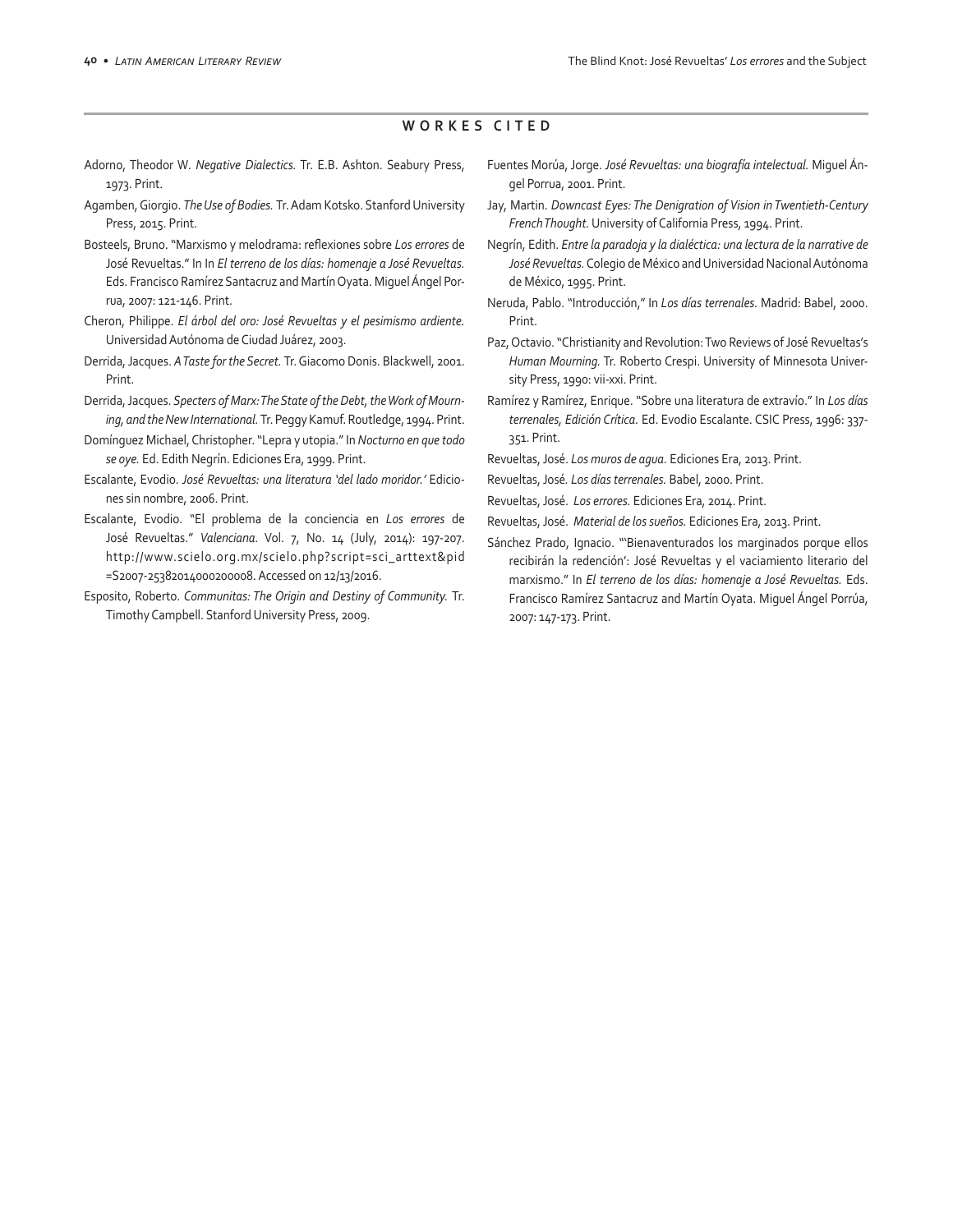## WORKES CITED

Adorno, Theodor W. *Negative Dialectics.* Tr. E.B. Ashton. Seabury Press, 1973. Print.

Agamben, Giorgio. *The Use of Bodies.* Tr. Adam Kotsko. Stanford University Press, 2015. Print.

Bosteels, Bruno. "Marxismo y melodrama: reflexiones sobre *Los errores* de José Revueltas." In In *El terreno de los días: homenaje a José Revueltas.* Eds. Francisco Ramírez Santacruz and Martín Oyata. Miguel Ángel Porrua, 2007: 121-146. Print.

Cheron, Philippe. *El árbol del oro: José Revueltas y el pesimismo ardiente.* Universidad Autónoma de Ciudad Juárez, 2003.

Derrida, Jacques. *A Taste for the Secret.* Tr. Giacomo Donis. Blackwell, 2001. Print.

Derrida, Jacques. *Specters of Marx: The State of the Debt, the Work of Mourning, and the New International.* Tr. Peggy Kamuf. Routledge, 1994. Print.

Domínguez Michael, Christopher. "Lepra y utopia." In *Nocturno en que todo se oye.* Ed. Edith Negrín. Ediciones Era, 1999. Print.

Escalante, Evodio. *José Revueltas: una literatura 'del lado moridor.'* Ediciones sin nombre, 2006. Print.

Escalante, Evodio. "El problema de la conciencia en *Los errores* de José Revueltas." *Valenciana.* Vol. 7, No. 14 (July, 2014): 197-207. http://www.scielo.org.mx/scielo.php?script=sci_arttext&pid=S2007-25382014000200008. Accessed on 12/13/2016.

Esposito, Roberto. *Communitas: The Origin and Destiny of Community.* Tr. Timothy Campbell. Stanford University Press, 2009.

Fuentes Morúa, Jorge. *José Revueltas: una biografía intelectual.* Miguel Ángel Porrua, 2001. Print.

Jay, Martin. *Downcast Eyes: The Denigration of Vision in Twentieth-Century French Thought.* University of California Press, 1994. Print.

Negrín, Edith. *Entre la paradoja y la dialéctica: una lectura de la narrative de José Revueltas.* Colegio de México and Universidad Nacional Autónoma de México, 1995. Print.

Neruda, Pablo. "Introducción," In *Los días terrenales.* Madrid: Babel, 2000. Print.

Paz, Octavio. "Christianity and Revolution: Two Reviews of José Revueltas's *Human Mourning.* Tr. Roberto Crespi. University of Minnesota University Press, 1990: vii-xxi. Print.

Ramírez y Ramírez, Enrique. "Sobre una literatura de extravío." In *Los días terrenales, Edición Crítica.* Ed. Evodio Escalante. CSIC Press, 1996: 337-351. Print.

Revueltas, José. *Los muros de agua.* Ediciones Era, 2013. Print.

Revueltas, José. *Los días terrenales.* Babel, 2000. Print.

Revueltas, José. *Los errores.* Ediciones Era, 2014. Print.

Revueltas, José. *Material de los sueños.* Ediciones Era, 2013. Print.

Sánchez Prado, Ignacio. "'Bienaventurados los marginados porque ellos recibirán la redención': José Revueltas y el vaciamiento literario del marxismo." In *El terreno de los días: homenaje a José Revueltas.* Eds. Francisco Ramírez Santacruz and Martín Oyata. Miguel Ángel Porrúa, 2007: 147-173. Print.